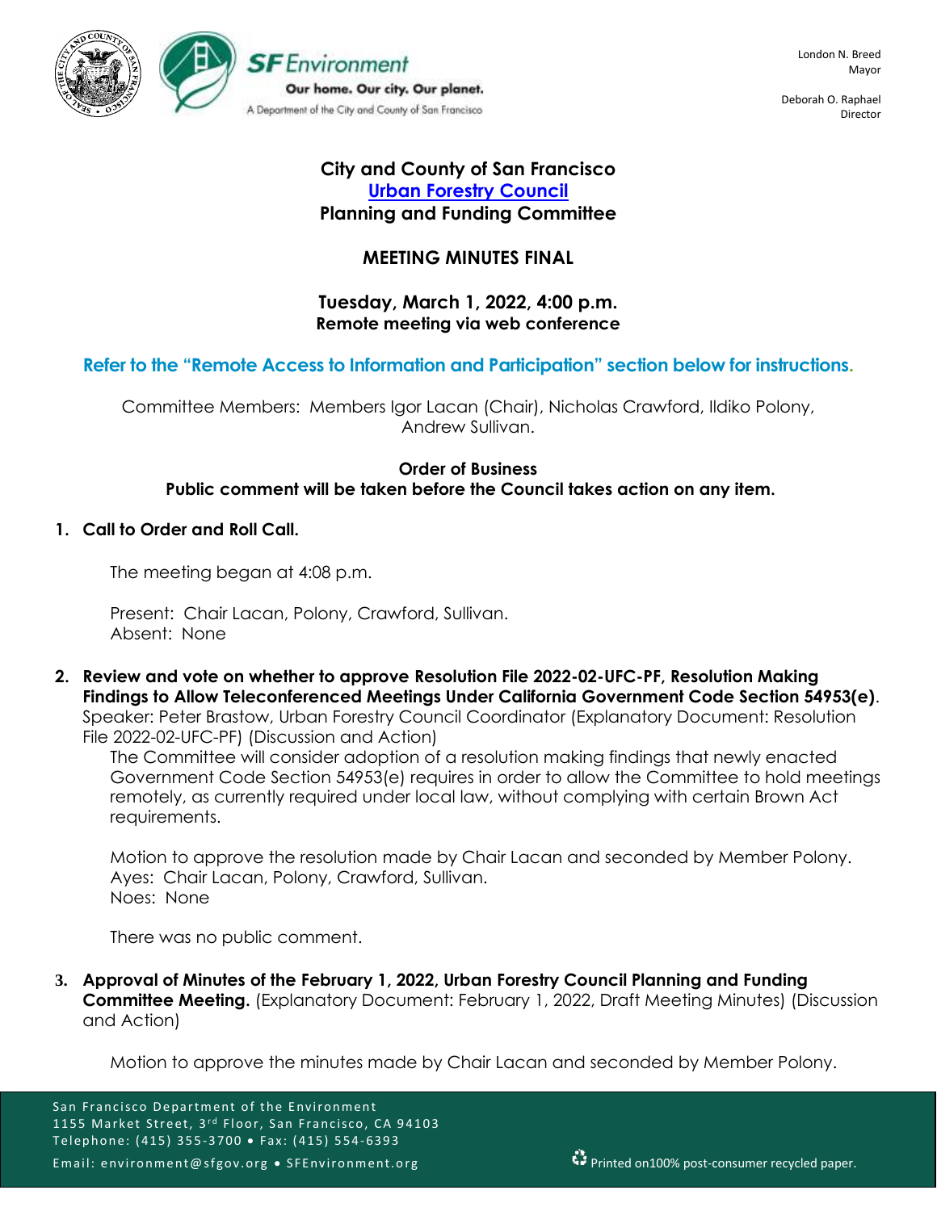London N. Breed
Mayor

Deborah O. Raphael
Director

SF Environment
Our home. Our city. Our planet.
A Department of the City and County of San Francisco

# City and County of San Francisco
# Urban Forestry Council
# Planning and Funding Committee

## MEETING MINUTES FINAL

### Tuesday, March 1, 2022, 4:00 p.m.
**Remote meeting via web conference**

**Refer to the "Remote Access to Information and Participation" section below for instructions.**

Committee Members: Members Igor Lacan (Chair), Nicholas Crawford, Ildiko Polony, Andrew Sullivan.

**Order of Business**
**Public comment will be taken before the Council takes action on any item.**

1. **Call to Order and Roll Call.**

   The meeting began at 4:08 p.m.

   Present: Chair Lacan, Polony, Crawford, Sullivan.
   Absent: None

2. **Review and vote on whether to approve Resolution File 2022-02-UFC-PF, Resolution Making Findings to Allow Teleconferenced Meetings Under California Government Code Section 54953(e).** Speaker: Peter Brastow, Urban Forestry Council Coordinator (Explanatory Document: Resolution File 2022-02-UFC-PF) (Discussion and Action)

   The Committee will consider adoption of a resolution making findings that newly enacted Government Code Section 54953(e) requires in order to allow the Committee to hold meetings remotely, as currently required under local law, without complying with certain Brown Act requirements.

   Motion to approve the resolution made by Chair Lacan and seconded by Member Polony.
   Ayes: Chair Lacan, Polony, Crawford, Sullivan.
   Noes: None

   There was no public comment.

3. **Approval of Minutes of the February 1, 2022, Urban Forestry Council Planning and Funding Committee Meeting.** (Explanatory Document: February 1, 2022, Draft Meeting Minutes) (Discussion and Action)

   Motion to approve the minutes made by Chair Lacan and seconded by Member Polony.

San Francisco Department of the Environment
1155 Market Street, 3rd Floor, San Francisco, CA 94103
Telephone: (415) 355-3700 • Fax: (415) 554-6393
Email: environment@sfgov.org • SFEnvironment.org

Printed on100% post-consumer recycled paper.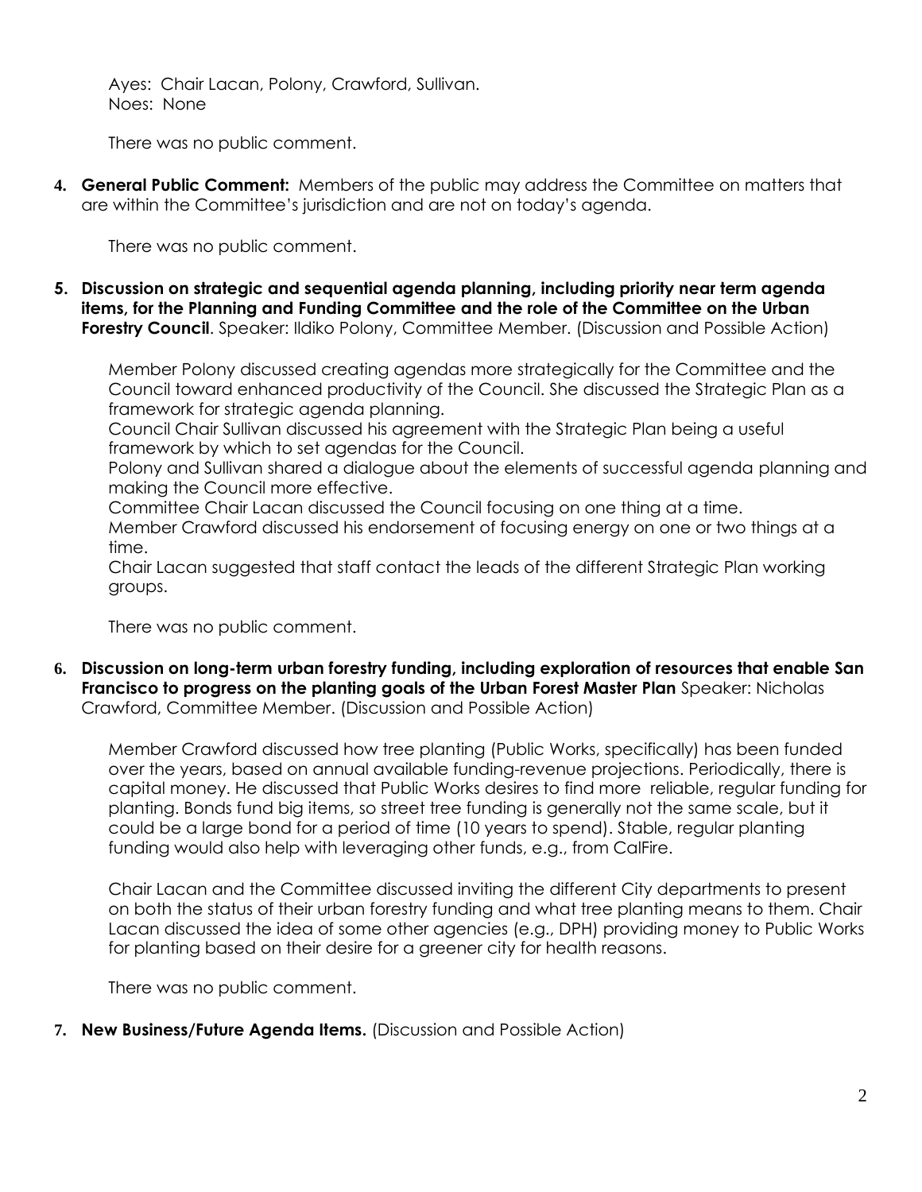Ayes: Chair Lacan, Polony, Crawford, Sullivan.
Noes: None

There was no public comment.

4. **General Public Comment:** Members of the public may address the Committee on matters that are within the Committee's jurisdiction and are not on today's agenda.

   There was no public comment.

5. **Discussion on strategic and sequential agenda planning, including priority near term agenda items, for the Planning and Funding Committee and the role of the Committee on the Urban Forestry Council**. Speaker: Ildiko Polony, Committee Member. (Discussion and Possible Action)

   Member Polony discussed creating agendas more strategically for the Committee and the Council toward enhanced productivity of the Council. She discussed the Strategic Plan as a framework for strategic agenda planning.
   Council Chair Sullivan discussed his agreement with the Strategic Plan being a useful framework by which to set agendas for the Council.
   Polony and Sullivan shared a dialogue about the elements of successful agenda planning and making the Council more effective.
   Committee Chair Lacan discussed the Council focusing on one thing at a time.
   Member Crawford discussed his endorsement of focusing energy on one or two things at a time.
   Chair Lacan suggested that staff contact the leads of the different Strategic Plan working groups.

   There was no public comment.

6. **Discussion on long-term urban forestry funding, including exploration of resources that enable San Francisco to progress on the planting goals of the Urban Forest Master Plan** Speaker: Nicholas Crawford, Committee Member. (Discussion and Possible Action)

   Member Crawford discussed how tree planting (Public Works, specifically) has been funded over the years, based on annual available funding-revenue projections. Periodically, there is capital money. He discussed that Public Works desires to find more reliable, regular funding for planting. Bonds fund big items, so street tree funding is generally not the same scale, but it could be a large bond for a period of time (10 years to spend). Stable, regular planting funding would also help with leveraging other funds, e.g., from CalFire.

   Chair Lacan and the Committee discussed inviting the different City departments to present on both the status of their urban forestry funding and what tree planting means to them. Chair Lacan discussed the idea of some other agencies (e.g., DPH) providing money to Public Works for planting based on their desire for a greener city for health reasons.

   There was no public comment.

7. **New Business/Future Agenda Items.** (Discussion and Possible Action)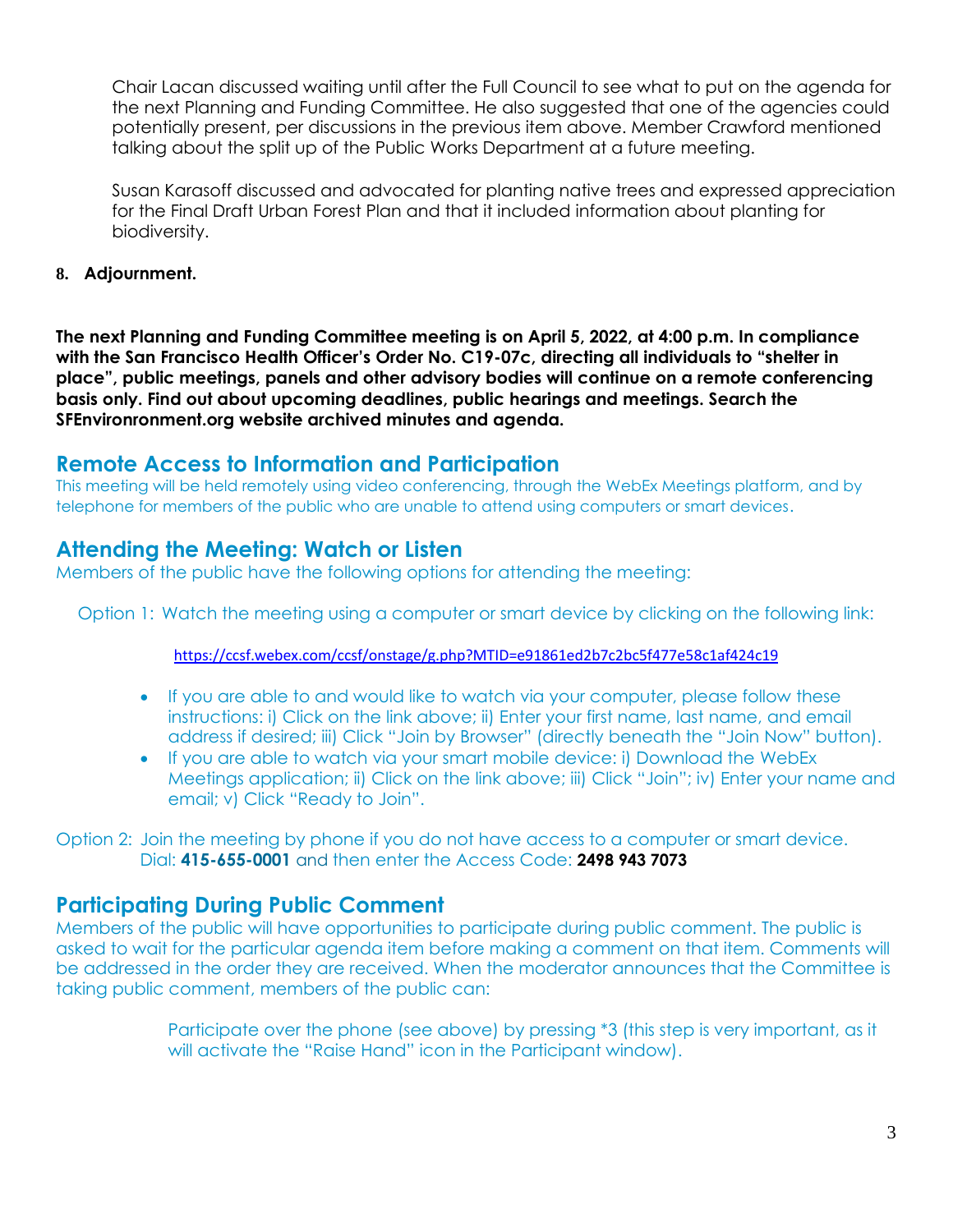Chair Lacan discussed waiting until after the Full Council to see what to put on the agenda for the next Planning and Funding Committee. He also suggested that one of the agencies could potentially present, per discussions in the previous item above. Member Crawford mentioned talking about the split up of the Public Works Department at a future meeting.

Susan Karasoff discussed and advocated for planting native trees and expressed appreciation for the Final Draft Urban Forest Plan and that it included information about planting for biodiversity.

**8. Adjournment.**

**The next Planning and Funding Committee meeting is on April 5, 2022, at 4:00 p.m. In compliance with the San Francisco Health Officer's Order No. C19-07c, directing all individuals to "shelter in place", public meetings, panels and other advisory bodies will continue on a remote conferencing basis only. Find out about upcoming deadlines, public hearings and meetings. Search the SFEnvironronment.org website archived minutes and agenda.**

## Remote Access to Information and Participation

This meeting will be held remotely using video conferencing, through the WebEx Meetings platform, and by telephone for members of the public who are unable to attend using computers or smart devices.

## Attending the Meeting: Watch or Listen

Members of the public have the following options for attending the meeting:

Option 1: Watch the meeting using a computer or smart device by clicking on the following link:

https://ccsf.webex.com/ccsf/onstage/g.php?MTID=e91861ed2b7c2bc5f477e58c1af424c19

- If you are able to and would like to watch via your computer, please follow these instructions: i) Click on the link above; ii) Enter your first name, last name, and email address if desired; iii) Click "Join by Browser" (directly beneath the "Join Now" button).
- If you are able to watch via your smart mobile device: i) Download the WebEx Meetings application; ii) Click on the link above; iii) Click "Join"; iv) Enter your name and email; v) Click "Ready to Join".

Option 2: Join the meeting by phone if you do not have access to a computer or smart device. Dial: **415-655-0001** and then enter the Access Code: **2498 943 7073**

## Participating During Public Comment

Members of the public will have opportunities to participate during public comment. The public is asked to wait for the particular agenda item before making a comment on that item. Comments will be addressed in the order they are received. When the moderator announces that the Committee is taking public comment, members of the public can:

Participate over the phone (see above) by pressing *3 (this step is very important, as it will activate the "Raise Hand" icon in the Participant window).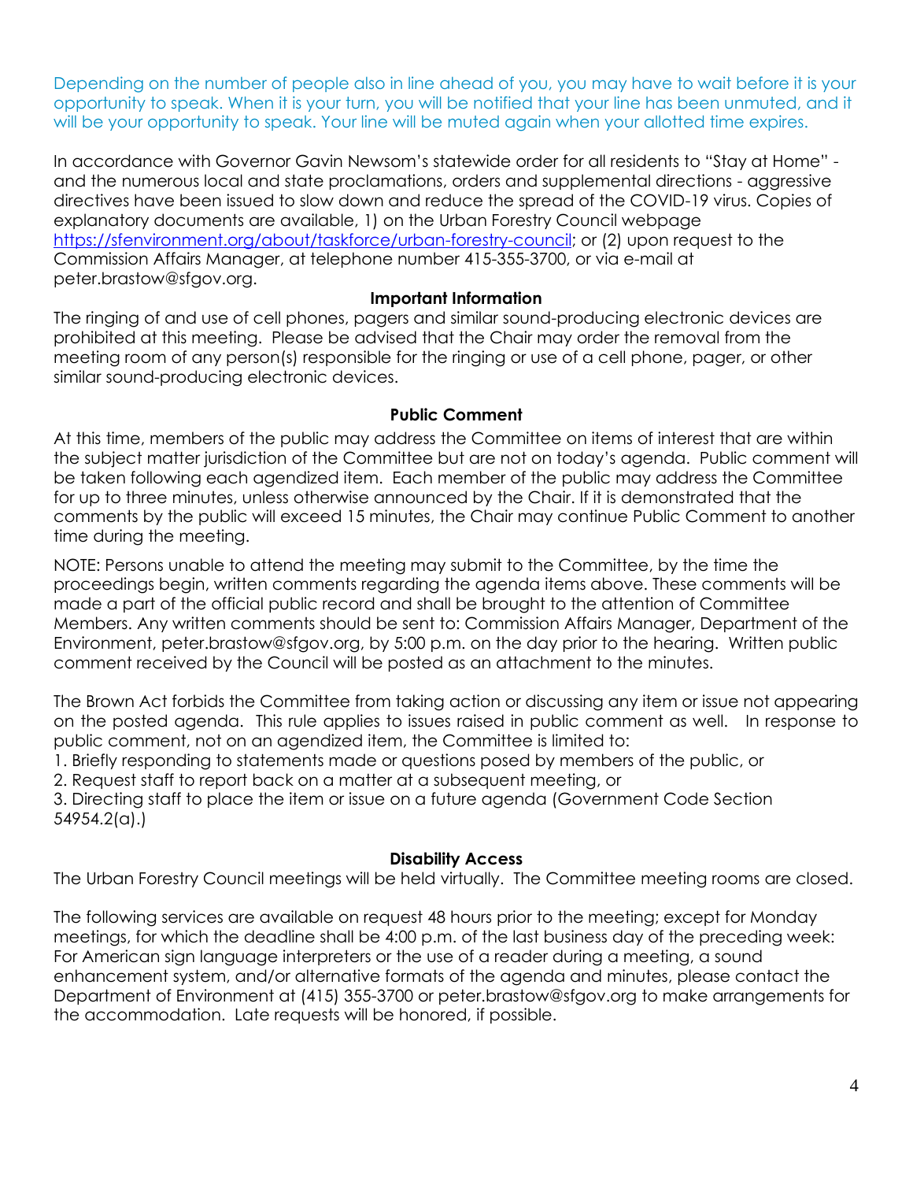Depending on the number of people also in line ahead of you, you may have to wait before it is your opportunity to speak. When it is your turn, you will be notified that your line has been unmuted, and it will be your opportunity to speak. Your line will be muted again when your allotted time expires.

In accordance with Governor Gavin Newsom's statewide order for all residents to "Stay at Home" - and the numerous local and state proclamations, orders and supplemental directions - aggressive directives have been issued to slow down and reduce the spread of the COVID-19 virus. Copies of explanatory documents are available, 1) on the Urban Forestry Council webpage [https://sfenvironment.org/about/taskforce/urban-forestry-council](https://sfenvironment.org/about/taskforce/urban-forestry-council); or (2) upon request to the Commission Affairs Manager, at telephone number 415-355-3700, or via e-mail at peter.brastow@sfgov.org.

**Important Information**

The ringing of and use of cell phones, pagers and similar sound-producing electronic devices are prohibited at this meeting. Please be advised that the Chair may order the removal from the meeting room of any person(s) responsible for the ringing or use of a cell phone, pager, or other similar sound-producing electronic devices.

**Public Comment**

At this time, members of the public may address the Committee on items of interest that are within the subject matter jurisdiction of the Committee but are not on today's agenda. Public comment will be taken following each agendized item. Each member of the public may address the Committee for up to three minutes, unless otherwise announced by the Chair. If it is demonstrated that the comments by the public will exceed 15 minutes, the Chair may continue Public Comment to another time during the meeting.

NOTE: Persons unable to attend the meeting may submit to the Committee, by the time the proceedings begin, written comments regarding the agenda items above. These comments will be made a part of the official public record and shall be brought to the attention of Committee Members. Any written comments should be sent to: Commission Affairs Manager, Department of the Environment, peter.brastow@sfgov.org, by 5:00 p.m. on the day prior to the hearing. Written public comment received by the Council will be posted as an attachment to the minutes.

The Brown Act forbids the Committee from taking action or discussing any item or issue not appearing on the posted agenda. This rule applies to issues raised in public comment as well. In response to public comment, not on an agendized item, the Committee is limited to:

1. Briefly responding to statements made or questions posed by members of the public, or
2. Request staff to report back on a matter at a subsequent meeting, or
3. Directing staff to place the item or issue on a future agenda (Government Code Section 54954.2(a).)

**Disability Access**

The Urban Forestry Council meetings will be held virtually. The Committee meeting rooms are closed.

The following services are available on request 48 hours prior to the meeting; except for Monday meetings, for which the deadline shall be 4:00 p.m. of the last business day of the preceding week: For American sign language interpreters or the use of a reader during a meeting, a sound enhancement system, and/or alternative formats of the agenda and minutes, please contact the Department of Environment at (415) 355-3700 or peter.brastow@sfgov.org to make arrangements for the accommodation. Late requests will be honored, if possible.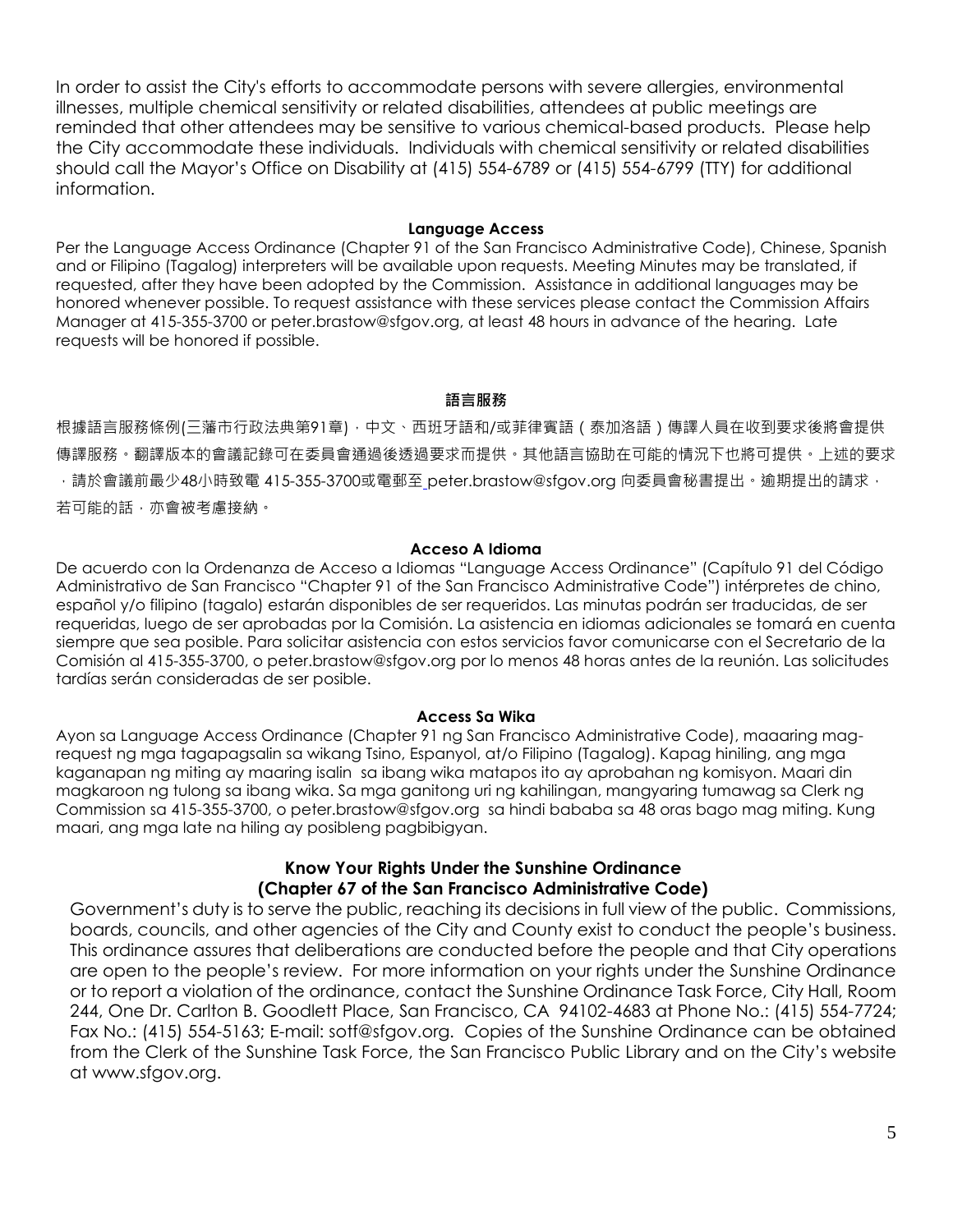In order to assist the City's efforts to accommodate persons with severe allergies, environmental illnesses, multiple chemical sensitivity or related disabilities, attendees at public meetings are reminded that other attendees may be sensitive to various chemical-based products. Please help the City accommodate these individuals. Individuals with chemical sensitivity or related disabilities should call the Mayor's Office on Disability at (415) 554-6789 or (415) 554-6799 (TTY) for additional information.

**Language Access**

Per the Language Access Ordinance (Chapter 91 of the San Francisco Administrative Code), Chinese, Spanish and or Filipino (Tagalog) interpreters will be available upon requests. Meeting Minutes may be translated, if requested, after they have been adopted by the Commission. Assistance in additional languages may be honored whenever possible. To request assistance with these services please contact the Commission Affairs Manager at 415-355-3700 or peter.brastow@sfgov.org, at least 48 hours in advance of the hearing. Late requests will be honored if possible.

**語言服務**

根據語言服務條例(三藩市行政法典第91章)，中文、西班牙語和/或菲律賓語（泰加洛語）傳譯人員在收到要求後將會提供傳譯服務。翻譯版本的會議記錄可在委員會通過後透過要求而提供。其他語言協助在可能的情況下也將可提供。上述的要求，請於會議前最少48小時致電 415-355-3700或電郵至 peter.brastow@sfgov.org 向委員會秘書提出。逾期提出的請求，若可能的話，亦會被考慮接納。

**Acceso A Idioma**

De acuerdo con la Ordenanza de Acceso a Idiomas "Language Access Ordinance" (Capítulo 91 del Código Administrativo de San Francisco "Chapter 91 of the San Francisco Administrative Code") intérpretes de chino, español y/o filipino (tagalo) estarán disponibles de ser requeridos. Las minutas podrán ser traducidas, de ser requeridas, luego de ser aprobadas por la Comisión. La asistencia en idiomas adicionales se tomará en cuenta siempre que sea posible. Para solicitar asistencia con estos servicios favor comunicarse con el Secretario de la Comisión al 415-355-3700, o peter.brastow@sfgov.org por lo menos 48 horas antes de la reunión. Las solicitudes tardías serán consideradas de ser posible.

**Access Sa Wika**

Ayon sa Language Access Ordinance (Chapter 91 ng San Francisco Administrative Code), maaaring mag-request ng mga tagapagsalin sa wikang Tsino, Espanyol, at/o Filipino (Tagalog). Kapag hiniling, ang mga kaganapan ng miting ay maaring isalin sa ibang wika matapos ito ay aprobahan ng komisyon. Maari din magkaroon ng tulong sa ibang wika. Sa mga ganitong uri ng kahilingan, mangyaring tumawag sa Clerk ng Commission sa 415-355-3700, o peter.brastow@sfgov.org sa hindi bababa sa 48 oras bago mag miting. Kung maari, ang mga late na hiling ay posibleng pagbibigyan.

**Know Your Rights Under the Sunshine Ordinance**
**(Chapter 67 of the San Francisco Administrative Code)**

Government's duty is to serve the public, reaching its decisions in full view of the public. Commissions, boards, councils, and other agencies of the City and County exist to conduct the people's business. This ordinance assures that deliberations are conducted before the people and that City operations are open to the people's review. For more information on your rights under the Sunshine Ordinance or to report a violation of the ordinance, contact the Sunshine Ordinance Task Force, City Hall, Room 244, One Dr. Carlton B. Goodlett Place, San Francisco, CA 94102-4683 at Phone No.: (415) 554-7724; Fax No.: (415) 554-5163; E-mail: sotf@sfgov.org. Copies of the Sunshine Ordinance can be obtained from the Clerk of the Sunshine Task Force, the San Francisco Public Library and on the City's website at www.sfgov.org.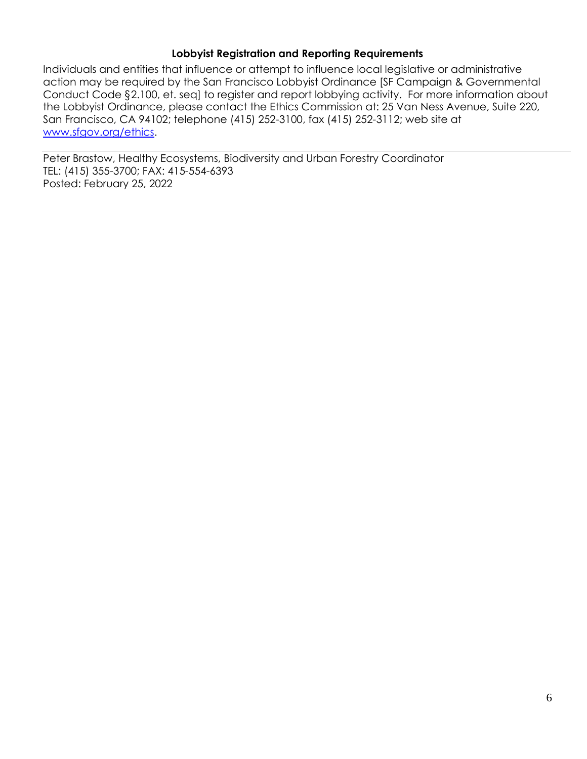**Lobbyist Registration and Reporting Requirements**

Individuals and entities that influence or attempt to influence local legislative or administrative action may be required by the San Francisco Lobbyist Ordinance [SF Campaign & Governmental Conduct Code §2.100, et. seq] to register and report lobbying activity. For more information about the Lobbyist Ordinance, please contact the Ethics Commission at: 25 Van Ness Avenue, Suite 220, San Francisco, CA 94102; telephone (415) 252-3100, fax (415) 252-3112; web site at [www.sfgov.org/ethics](http://www.sfgov.org/ethics).

---

Peter Brastow, Healthy Ecosystems, Biodiversity and Urban Forestry Coordinator
TEL: (415) 355-3700; FAX: 415-554-6393
Posted: February 25, 2022